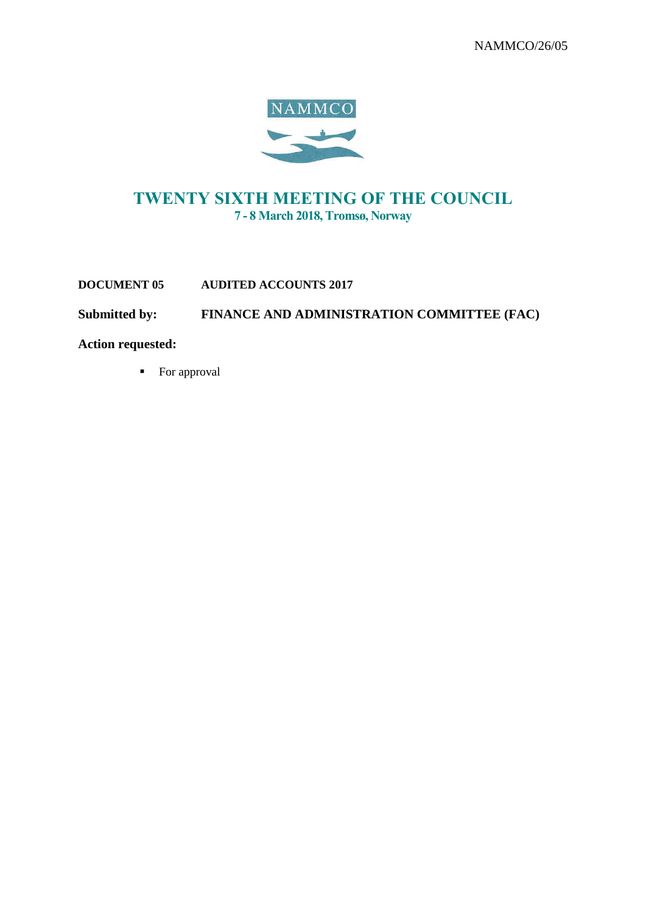NAMMCO/26/05

NAMMCO

# TWENTY SIXTH MEETING OF THE COUNCIL

**7 - 8 March 2018, Tromsø, Norway**

**DOCUMENT 05** **AUDITED ACCOUNTS 2017**

**Submitted by:** **FINANCE AND ADMINISTRATION COMMITTEE (FAC)**

**Action requested:**

- For approval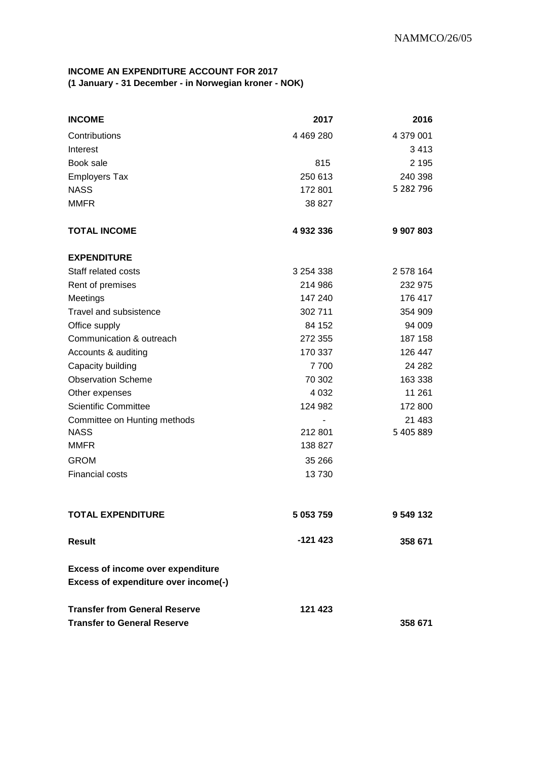**INCOME AN EXPENDITURE ACCOUNT FOR 2017**
**(1 January - 31 December - in Norwegian kroner - NOK)**

| **INCOME** | **2017** | **2016** |
|---|---|---|
| Contributions | 4 469 280 | 4 379 001 |
| Interest | | 3 413 |
| Book sale | 815 | 2 195 |
| Employers Tax | 250 613 | 240 398 |
| NASS | 172 801 | 5 282 796 |
| MMFR | 38 827 | |
| **TOTAL INCOME** | **4 932 336** | **9 907 803** |
| **EXPENDITURE** | | |
| Staff related costs | 3 254 338 | 2 578 164 |
| Rent of premises | 214 986 | 232 975 |
| Meetings | 147 240 | 176 417 |
| Travel and subsistence | 302 711 | 354 909 |
| Office supply | 84 152 | 94 009 |
| Communication & outreach | 272 355 | 187 158 |
| Accounts & auditing | 170 337 | 126 447 |
| Capacity building | 7 700 | 24 282 |
| Observation Scheme | 70 302 | 163 338 |
| Other expenses | 4 032 | 11 261 |
| Scientific Committee | 124 982 | 172 800 |
| Committee on Hunting methods | - | 21 483 |
| NASS | 212 801 | 5 405 889 |
| MMFR | 138 827 | |
| GROM | 35 266 | |
| Financial costs | 13 730 | |
| **TOTAL EXPENDITURE** | **5 053 759** | **9 549 132** |
| **Result** | **-121 423** | **358 671** |
| **Excess of income over expenditure** | | |
| **Excess of expenditure over income(-)** | | |
| **Transfer from General Reserve** | **121 423** | |
| **Transfer to General Reserve** | | **358 671** |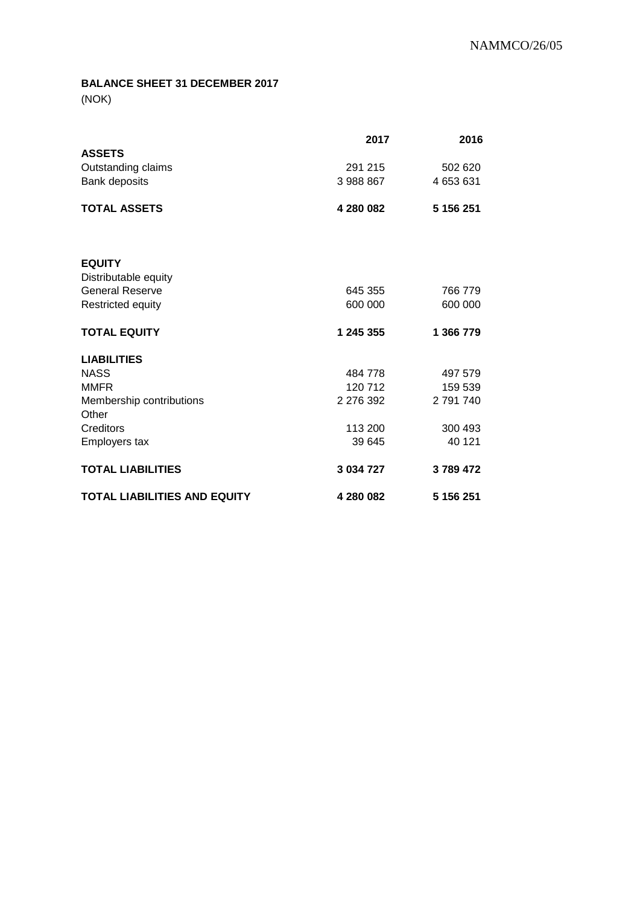**BALANCE SHEET 31 DECEMBER 2017**
(NOK)

| | 2017 | 2016 |
|---|---|---|
| **ASSETS** | | |
| Outstanding claims | 291 215 | 502 620 |
| Bank deposits | 3 988 867 | 4 653 631 |
| **TOTAL ASSETS** | **4 280 082** | **5 156 251** |
| | | |
| **EQUITY** | | |
| Distributable equity | | |
| General Reserve | 645 355 | 766 779 |
| Restricted equity | 600 000 | 600 000 |
| **TOTAL EQUITY** | **1 245 355** | **1 366 779** |
| | | |
| **LIABILITIES** | | |
| NASS | 484 778 | 497 579 |
| MMFR | 120 712 | 159 539 |
| Membership contributions | 2 276 392 | 2 791 740 |
| Other | | |
| Creditors | 113 200 | 300 493 |
| Employers tax | 39 645 | 40 121 |
| **TOTAL LIABILITIES** | **3 034 727** | **3 789 472** |
| **TOTAL LIABILITIES AND EQUITY** | **4 280 082** | **5 156 251** |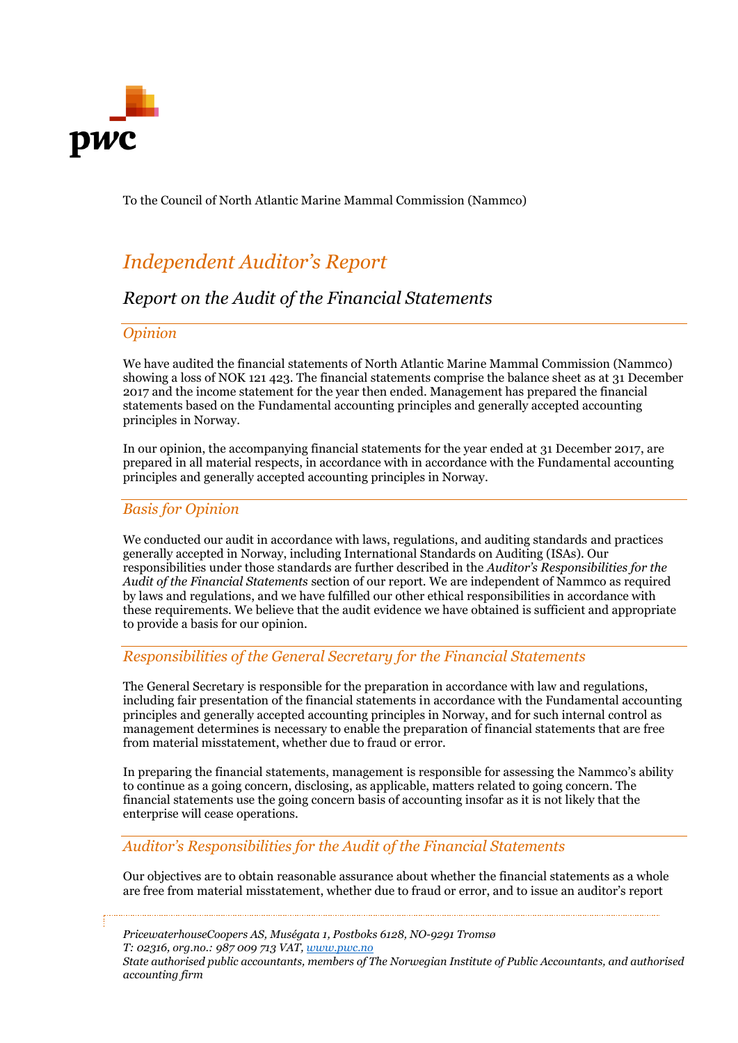To the Council of North Atlantic Marine Mammal Commission (Nammco)

# *Independent Auditor's Report*

## *Report on the Audit of the Financial Statements*

### *Opinion*

We have audited the financial statements of North Atlantic Marine Mammal Commission (Nammco) showing a loss of NOK 121 423. The financial statements comprise the balance sheet as at 31 December 2017 and the income statement for the year then ended. Management has prepared the financial statements based on the Fundamental accounting principles and generally accepted accounting principles in Norway.

In our opinion, the accompanying financial statements for the year ended at 31 December 2017, are prepared in all material respects, in accordance with in accordance with the Fundamental accounting principles and generally accepted accounting principles in Norway.

### *Basis for Opinion*

We conducted our audit in accordance with laws, regulations, and auditing standards and practices generally accepted in Norway, including International Standards on Auditing (ISAs). Our responsibilities under those standards are further described in the *Auditor's Responsibilities for the Audit of the Financial Statements* section of our report. We are independent of Nammco as required by laws and regulations, and we have fulfilled our other ethical responsibilities in accordance with these requirements. We believe that the audit evidence we have obtained is sufficient and appropriate to provide a basis for our opinion.

### *Responsibilities of the General Secretary for the Financial Statements*

The General Secretary is responsible for the preparation in accordance with law and regulations, including fair presentation of the financial statements in accordance with the Fundamental accounting principles and generally accepted accounting principles in Norway, and for such internal control as management determines is necessary to enable the preparation of financial statements that are free from material misstatement, whether due to fraud or error.

In preparing the financial statements, management is responsible for assessing the Nammco's ability to continue as a going concern, disclosing, as applicable, matters related to going concern. The financial statements use the going concern basis of accounting insofar as it is not likely that the enterprise will cease operations.

### *Auditor's Responsibilities for the Audit of the Financial Statements*

Our objectives are to obtain reasonable assurance about whether the financial statements as a whole are free from material misstatement, whether due to fraud or error, and to issue an auditor's report

*PricewaterhouseCoopers AS, Muségata 1, Postboks 6128, NO-9291 Tromsø*
*T: 02316, org.no.: 987 009 713 VAT, www.pwc.no*
*State authorised public accountants, members of The Norwegian Institute of Public Accountants, and authorised accounting firm*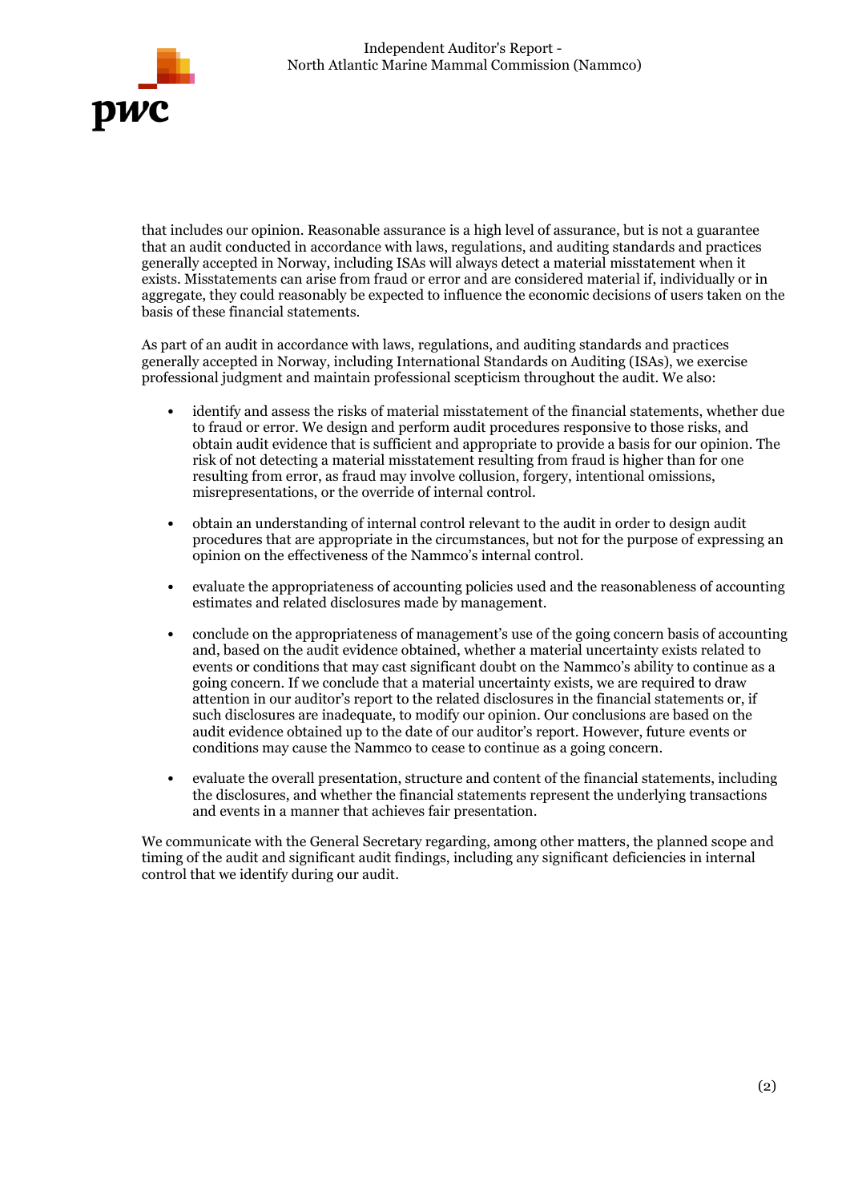that includes our opinion. Reasonable assurance is a high level of assurance, but is not a guarantee that an audit conducted in accordance with laws, regulations, and auditing standards and practices generally accepted in Norway, including ISAs will always detect a material misstatement when it exists. Misstatements can arise from fraud or error and are considered material if, individually or in aggregate, they could reasonably be expected to influence the economic decisions of users taken on the basis of these financial statements.

As part of an audit in accordance with laws, regulations, and auditing standards and practices generally accepted in Norway, including International Standards on Auditing (ISAs), we exercise professional judgment and maintain professional scepticism throughout the audit. We also:

- identify and assess the risks of material misstatement of the financial statements, whether due to fraud or error. We design and perform audit procedures responsive to those risks, and obtain audit evidence that is sufficient and appropriate to provide a basis for our opinion. The risk of not detecting a material misstatement resulting from fraud is higher than for one resulting from error, as fraud may involve collusion, forgery, intentional omissions, misrepresentations, or the override of internal control.

- obtain an understanding of internal control relevant to the audit in order to design audit procedures that are appropriate in the circumstances, but not for the purpose of expressing an opinion on the effectiveness of the Nammco's internal control.

- evaluate the appropriateness of accounting policies used and the reasonableness of accounting estimates and related disclosures made by management.

- conclude on the appropriateness of management's use of the going concern basis of accounting and, based on the audit evidence obtained, whether a material uncertainty exists related to events or conditions that may cast significant doubt on the Nammco's ability to continue as a going concern. If we conclude that a material uncertainty exists, we are required to draw attention in our auditor's report to the related disclosures in the financial statements or, if such disclosures are inadequate, to modify our opinion. Our conclusions are based on the audit evidence obtained up to the date of our auditor's report. However, future events or conditions may cause the Nammco to cease to continue as a going concern.

- evaluate the overall presentation, structure and content of the financial statements, including the disclosures, and whether the financial statements represent the underlying transactions and events in a manner that achieves fair presentation.

We communicate with the General Secretary regarding, among other matters, the planned scope and timing of the audit and significant audit findings, including any significant deficiencies in internal control that we identify during our audit.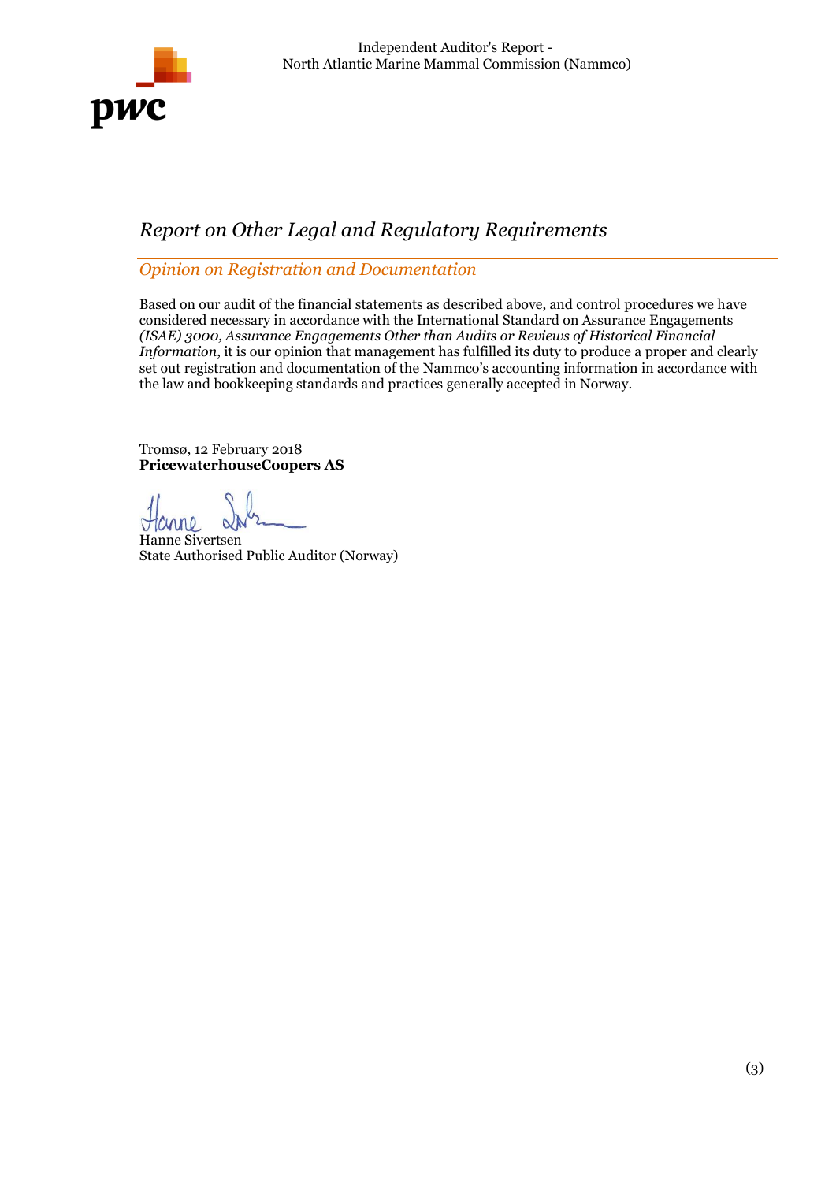## *Report on Other Legal and Regulatory Requirements*

### *Opinion on Registration and Documentation*

Based on our audit of the financial statements as described above, and control procedures we have considered necessary in accordance with the International Standard on Assurance Engagements *(ISAE) 3000, Assurance Engagements Other than Audits or Reviews of Historical Financial Information*, it is our opinion that management has fulfilled its duty to produce a proper and clearly set out registration and documentation of the Nammco's accounting information in accordance with the law and bookkeeping standards and practices generally accepted in Norway.

Tromsø, 12 February 2018
**PricewaterhouseCoopers AS**

Hanne Sivertsen
State Authorised Public Auditor (Norway)